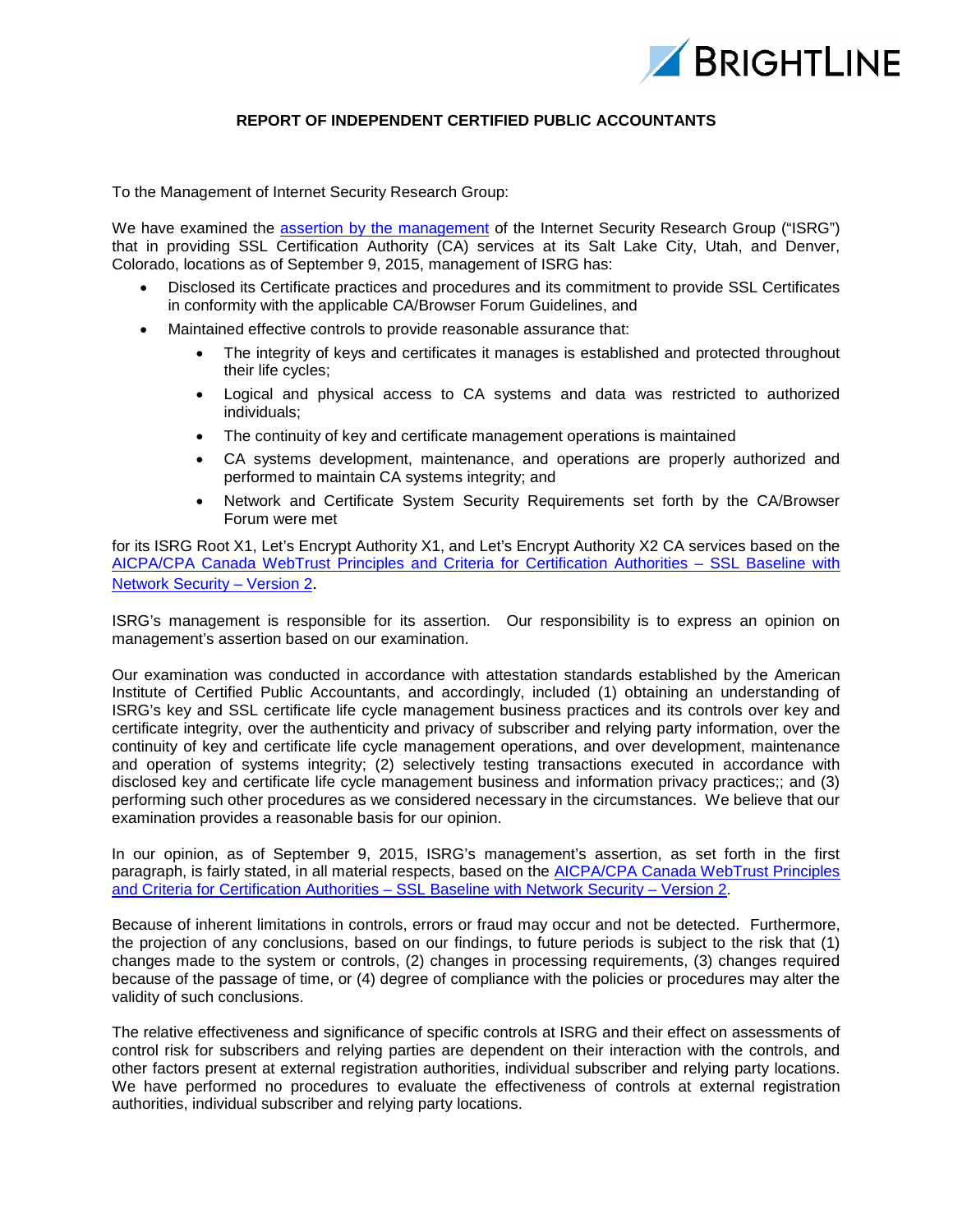BRIGHTLINE

**REPORT OF INDEPENDENT CERTIFIED PUBLIC ACCOUNTANTS**

To the Management of Internet Security Research Group:

We have examined the assertion by the management of the Internet Security Research Group ("ISRG") that in providing SSL Certification Authority (CA) services at its Salt Lake City, Utah, and Denver, Colorado, locations as of September 9, 2015, management of ISRG has:

- Disclosed its Certificate practices and procedures and its commitment to provide SSL Certificates in conformity with the applicable CA/Browser Forum Guidelines, and
- Maintained effective controls to provide reasonable assurance that:
  - The integrity of keys and certificates it manages is established and protected throughout their life cycles;
  - Logical and physical access to CA systems and data was restricted to authorized individuals;
  - The continuity of key and certificate management operations is maintained
  - CA systems development, maintenance, and operations are properly authorized and performed to maintain CA systems integrity; and
  - Network and Certificate System Security Requirements set forth by the CA/Browser Forum were met

for its ISRG Root X1, Let's Encrypt Authority X1, and Let's Encrypt Authority X2 CA services based on the AICPA/CPA Canada WebTrust Principles and Criteria for Certification Authorities – SSL Baseline with Network Security – Version 2.

ISRG's management is responsible for its assertion. Our responsibility is to express an opinion on management's assertion based on our examination.

Our examination was conducted in accordance with attestation standards established by the American Institute of Certified Public Accountants, and accordingly, included (1) obtaining an understanding of ISRG's key and SSL certificate life cycle management business practices and its controls over key and certificate integrity, over the authenticity and privacy of subscriber and relying party information, over the continuity of key and certificate life cycle management operations, and over development, maintenance and operation of systems integrity; (2) selectively testing transactions executed in accordance with disclosed key and certificate life cycle management business and information privacy practices;; and (3) performing such other procedures as we considered necessary in the circumstances. We believe that our examination provides a reasonable basis for our opinion.

In our opinion, as of September 9, 2015, ISRG's management's assertion, as set forth in the first paragraph, is fairly stated, in all material respects, based on the AICPA/CPA Canada WebTrust Principles and Criteria for Certification Authorities – SSL Baseline with Network Security – Version 2.

Because of inherent limitations in controls, errors or fraud may occur and not be detected. Furthermore, the projection of any conclusions, based on our findings, to future periods is subject to the risk that (1) changes made to the system or controls, (2) changes in processing requirements, (3) changes required because of the passage of time, or (4) degree of compliance with the policies or procedures may alter the validity of such conclusions.

The relative effectiveness and significance of specific controls at ISRG and their effect on assessments of control risk for subscribers and relying parties are dependent on their interaction with the controls, and other factors present at external registration authorities, individual subscriber and relying party locations. We have performed no procedures to evaluate the effectiveness of controls at external registration authorities, individual subscriber and relying party locations.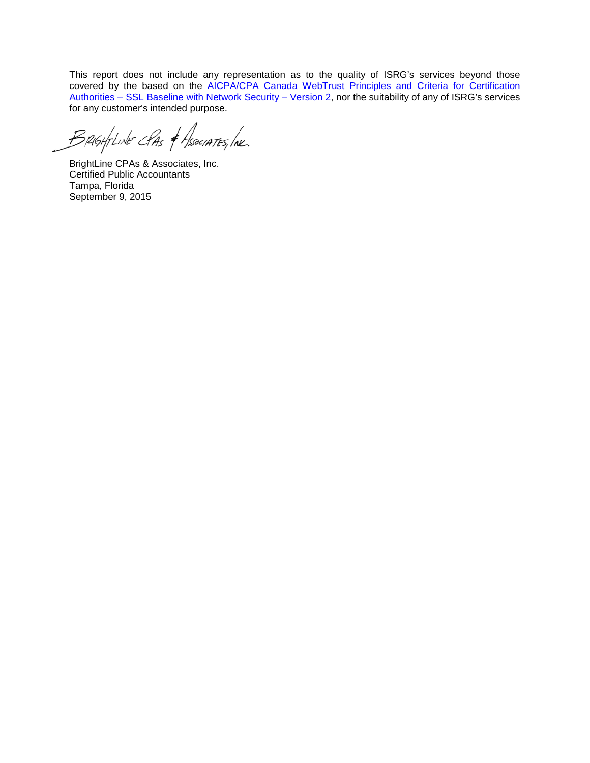This report does not include any representation as to the quality of ISRG's services beyond those covered by the based on the [AICPA/CPA Canada WebTrust Principles and Criteria for Certification Authorities – SSL Baseline with Network Security – Version 2](), nor the suitability of any of ISRG's services for any customer's intended purpose.

BrightLine CPAs & Associates, Inc.

BrightLine CPAs & Associates, Inc.
Certified Public Accountants
Tampa, Florida
September 9, 2015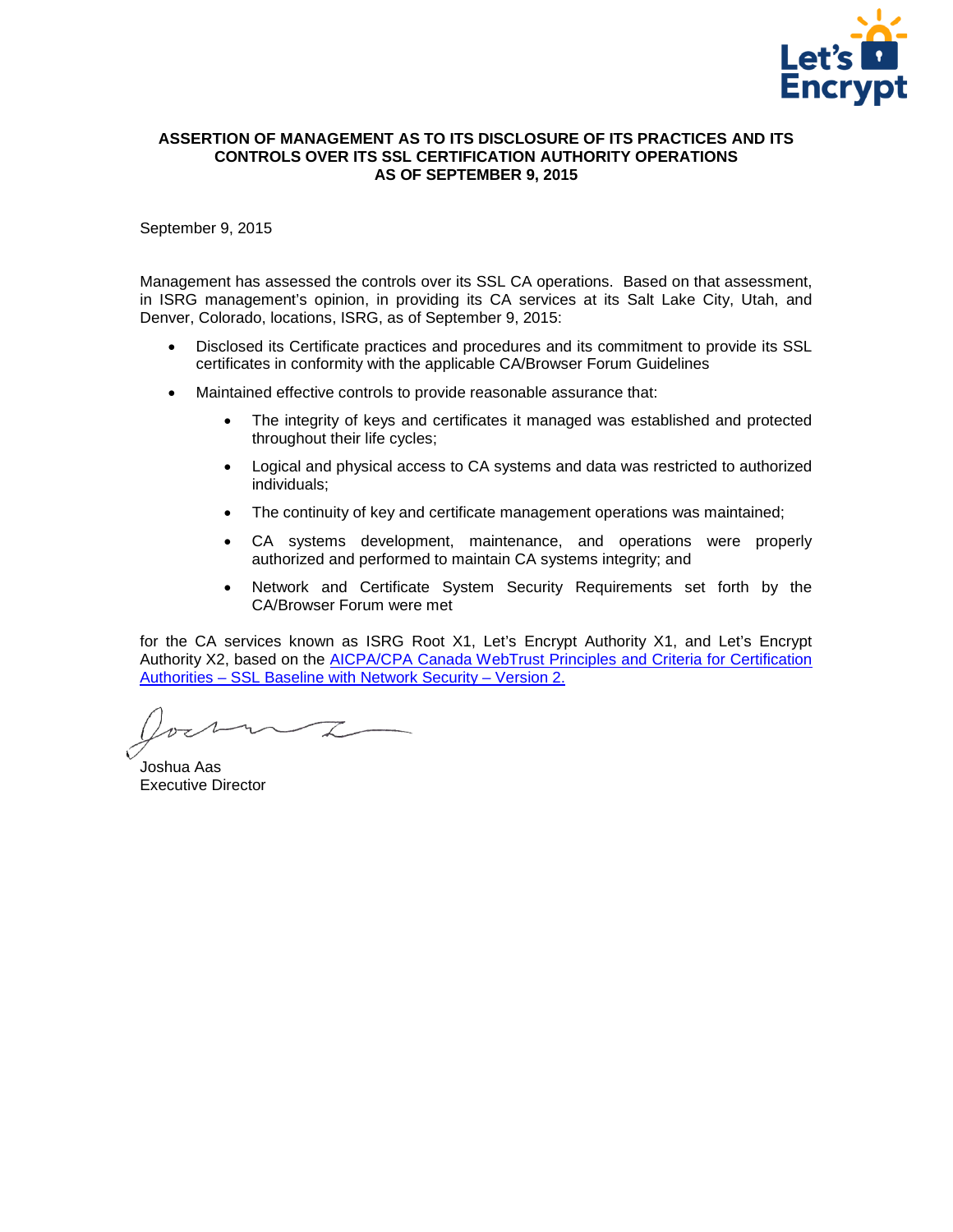**ASSERTION OF MANAGEMENT AS TO ITS DISCLOSURE OF ITS PRACTICES AND ITS CONTROLS OVER ITS SSL CERTIFICATION AUTHORITY OPERATIONS AS OF SEPTEMBER 9, 2015**

September 9, 2015

Management has assessed the controls over its SSL CA operations. Based on that assessment, in ISRG management's opinion, in providing its CA services at its Salt Lake City, Utah, and Denver, Colorado, locations, ISRG, as of September 9, 2015:

- Disclosed its Certificate practices and procedures and its commitment to provide its SSL certificates in conformity with the applicable CA/Browser Forum Guidelines
- Maintained effective controls to provide reasonable assurance that:
  - The integrity of keys and certificates it managed was established and protected throughout their life cycles;
  - Logical and physical access to CA systems and data was restricted to authorized individuals;
  - The continuity of key and certificate management operations was maintained;
  - CA systems development, maintenance, and operations were properly authorized and performed to maintain CA systems integrity; and
  - Network and Certificate System Security Requirements set forth by the CA/Browser Forum were met

for the CA services known as ISRG Root X1, Let's Encrypt Authority X1, and Let's Encrypt Authority X2, based on the AICPA/CPA Canada WebTrust Principles and Criteria for Certification Authorities – SSL Baseline with Network Security – Version 2.

Joshua Aas
Executive Director